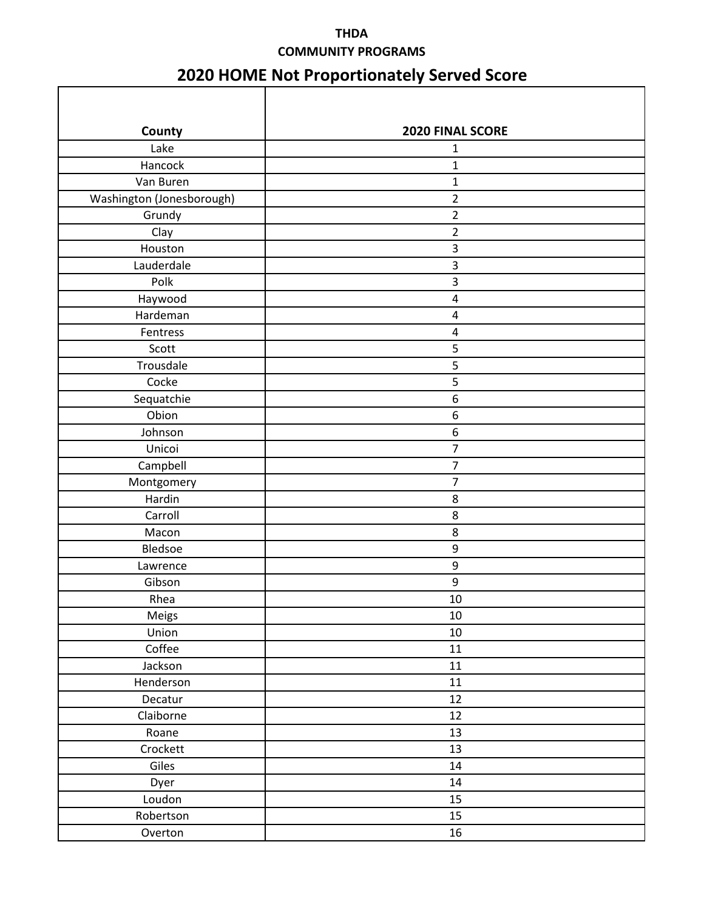**THDA**

**COMMUNITY PROGRAMS**

## 2020 HOME Not Proportionately Served Score

| County | 2020 FINAL SCORE |
|---|---|
| Lake | 1 |
| Hancock | 1 |
| Van Buren | 1 |
| Washington (Jonesborough) | 2 |
| Grundy | 2 |
| Clay | 2 |
| Houston | 3 |
| Lauderdale | 3 |
| Polk | 3 |
| Haywood | 4 |
| Hardeman | 4 |
| Fentress | 4 |
| Scott | 5 |
| Trousdale | 5 |
| Cocke | 5 |
| Sequatchie | 6 |
| Obion | 6 |
| Johnson | 6 |
| Unicoi | 7 |
| Campbell | 7 |
| Montgomery | 7 |
| Hardin | 8 |
| Carroll | 8 |
| Macon | 8 |
| Bledsoe | 9 |
| Lawrence | 9 |
| Gibson | 9 |
| Rhea | 10 |
| Meigs | 10 |
| Union | 10 |
| Coffee | 11 |
| Jackson | 11 |
| Henderson | 11 |
| Decatur | 12 |
| Claiborne | 12 |
| Roane | 13 |
| Crockett | 13 |
| Giles | 14 |
| Dyer | 14 |
| Loudon | 15 |
| Robertson | 15 |
| Overton | 16 |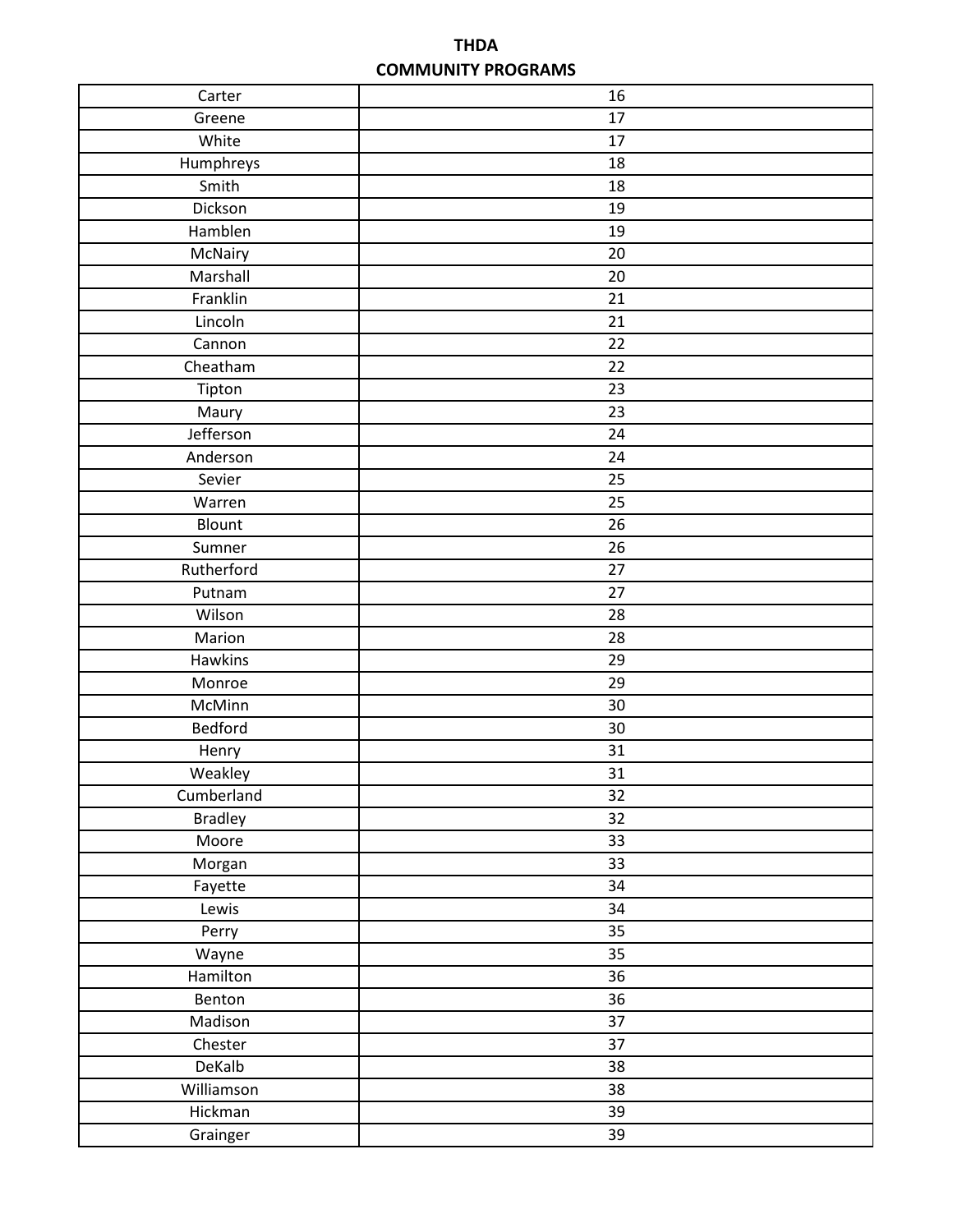**THDA**

**COMMUNITY PROGRAMS**

| | |
|---|---|
| Carter | 16 |
| Greene | 17 |
| White | 17 |
| Humphreys | 18 |
| Smith | 18 |
| Dickson | 19 |
| Hamblen | 19 |
| McNairy | 20 |
| Marshall | 20 |
| Franklin | 21 |
| Lincoln | 21 |
| Cannon | 22 |
| Cheatham | 22 |
| Tipton | 23 |
| Maury | 23 |
| Jefferson | 24 |
| Anderson | 24 |
| Sevier | 25 |
| Warren | 25 |
| Blount | 26 |
| Sumner | 26 |
| Rutherford | 27 |
| Putnam | 27 |
| Wilson | 28 |
| Marion | 28 |
| Hawkins | 29 |
| Monroe | 29 |
| McMinn | 30 |
| Bedford | 30 |
| Henry | 31 |
| Weakley | 31 |
| Cumberland | 32 |
| Bradley | 32 |
| Moore | 33 |
| Morgan | 33 |
| Fayette | 34 |
| Lewis | 34 |
| Perry | 35 |
| Wayne | 35 |
| Hamilton | 36 |
| Benton | 36 |
| Madison | 37 |
| Chester | 37 |
| DeKalb | 38 |
| Williamson | 38 |
| Hickman | 39 |
| Grainger | 39 |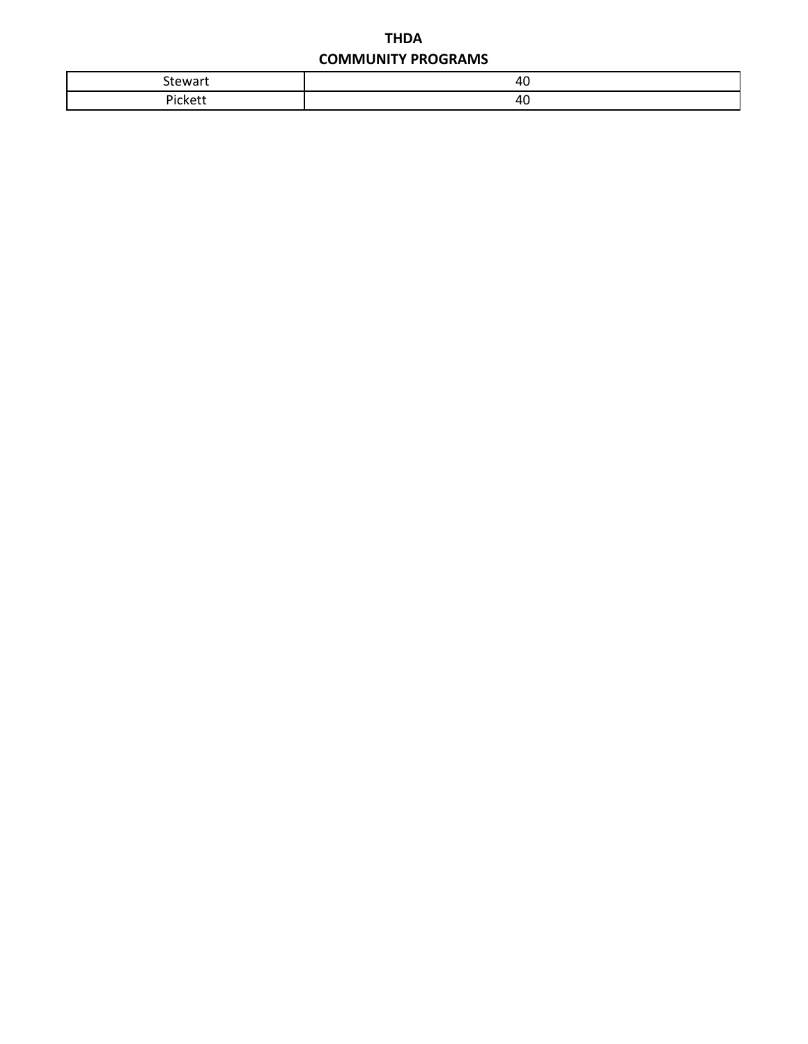**THDA**

**COMMUNITY PROGRAMS**

| | |
|---|---|
| Stewart | 40 |
| Pickett | 40 |